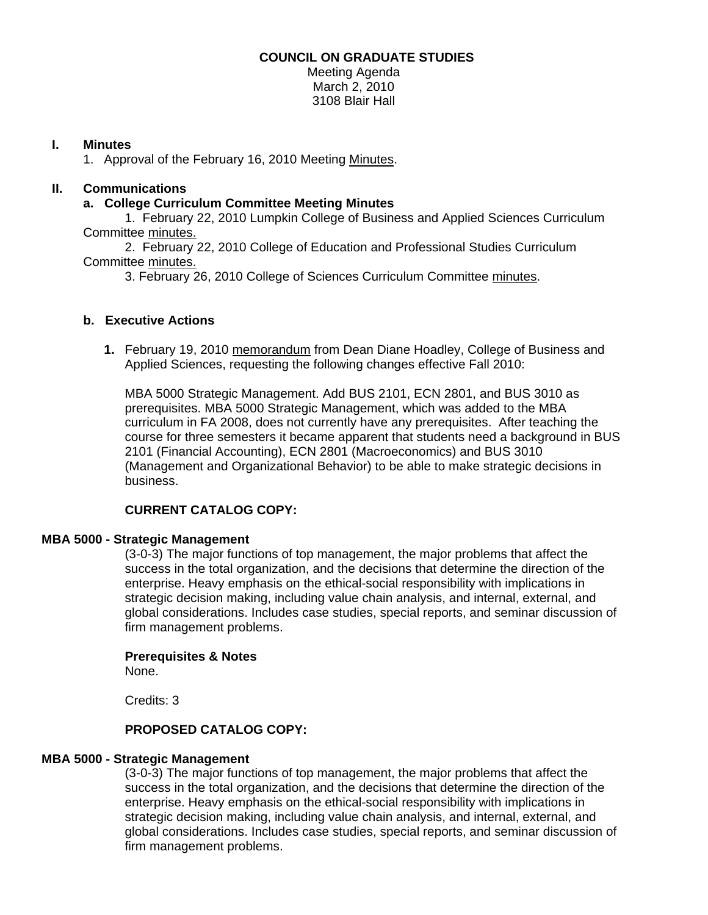**COUNCIL ON GRADUATE STUDIES**
Meeting Agenda
March 2, 2010
3108 Blair Hall

## I. Minutes

1. Approval of the February 16, 2010 Meeting Minutes.

## II. Communications

### a. College Curriculum Committee Meeting Minutes

1. February 22, 2010 Lumpkin College of Business and Applied Sciences Curriculum Committee minutes.
2. February 22, 2010 College of Education and Professional Studies Curriculum Committee minutes.
3. February 26, 2010 College of Sciences Curriculum Committee minutes.

### b. Executive Actions

**1.** February 19, 2010 memorandum from Dean Diane Hoadley, College of Business and Applied Sciences, requesting the following changes effective Fall 2010:

MBA 5000 Strategic Management. Add BUS 2101, ECN 2801, and BUS 3010 as prerequisites. MBA 5000 Strategic Management, which was added to the MBA curriculum in FA 2008, does not currently have any prerequisites. After teaching the course for three semesters it became apparent that students need a background in BUS 2101 (Financial Accounting), ECN 2801 (Macroeconomics) and BUS 3010 (Management and Organizational Behavior) to be able to make strategic decisions in business.

**CURRENT CATALOG COPY:**

**MBA 5000 - Strategic Management**

(3-0-3) The major functions of top management, the major problems that affect the success in the total organization, and the decisions that determine the direction of the enterprise. Heavy emphasis on the ethical-social responsibility with implications in strategic decision making, including value chain analysis, and internal, external, and global considerations. Includes case studies, special reports, and seminar discussion of firm management problems.

**Prerequisites & Notes**
None.

Credits: 3

**PROPOSED CATALOG COPY:**

**MBA 5000 - Strategic Management**

(3-0-3) The major functions of top management, the major problems that affect the success in the total organization, and the decisions that determine the direction of the enterprise. Heavy emphasis on the ethical-social responsibility with implications in strategic decision making, including value chain analysis, and internal, external, and global considerations. Includes case studies, special reports, and seminar discussion of firm management problems.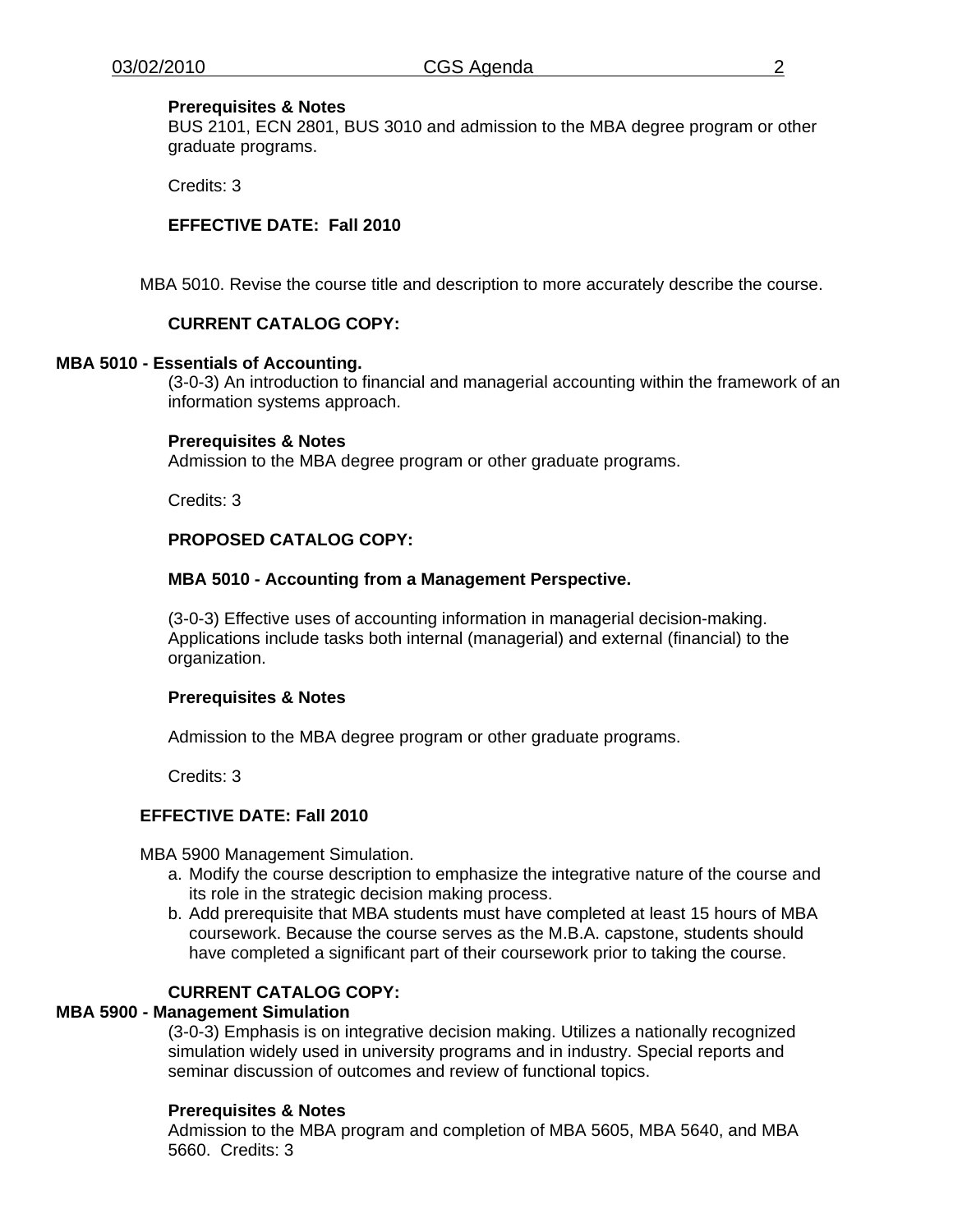**Prerequisites & Notes**
BUS 2101, ECN 2801, BUS 3010 and admission to the MBA degree program or other graduate programs.

Credits: 3

**EFFECTIVE DATE: Fall 2010**

MBA 5010. Revise the course title and description to more accurately describe the course.

**CURRENT CATALOG COPY:**

**MBA 5010 - Essentials of Accounting.**

(3-0-3) An introduction to financial and managerial accounting within the framework of an information systems approach.

**Prerequisites & Notes**
Admission to the MBA degree program or other graduate programs.

Credits: 3

**PROPOSED CATALOG COPY:**

**MBA 5010 - Accounting from a Management Perspective.**

(3-0-3) Effective uses of accounting information in managerial decision-making. Applications include tasks both internal (managerial) and external (financial) to the organization.

**Prerequisites & Notes**

Admission to the MBA degree program or other graduate programs.

Credits: 3

**EFFECTIVE DATE: Fall 2010**

MBA 5900 Management Simulation.

a. Modify the course description to emphasize the integrative nature of the course and its role in the strategic decision making process.
b. Add prerequisite that MBA students must have completed at least 15 hours of MBA coursework. Because the course serves as the M.B.A. capstone, students should have completed a significant part of their coursework prior to taking the course.

**CURRENT CATALOG COPY:**

**MBA 5900 - Management Simulation**

(3-0-3) Emphasis is on integrative decision making. Utilizes a nationally recognized simulation widely used in university programs and in industry. Special reports and seminar discussion of outcomes and review of functional topics.

**Prerequisites & Notes**
Admission to the MBA program and completion of MBA 5605, MBA 5640, and MBA 5660. Credits: 3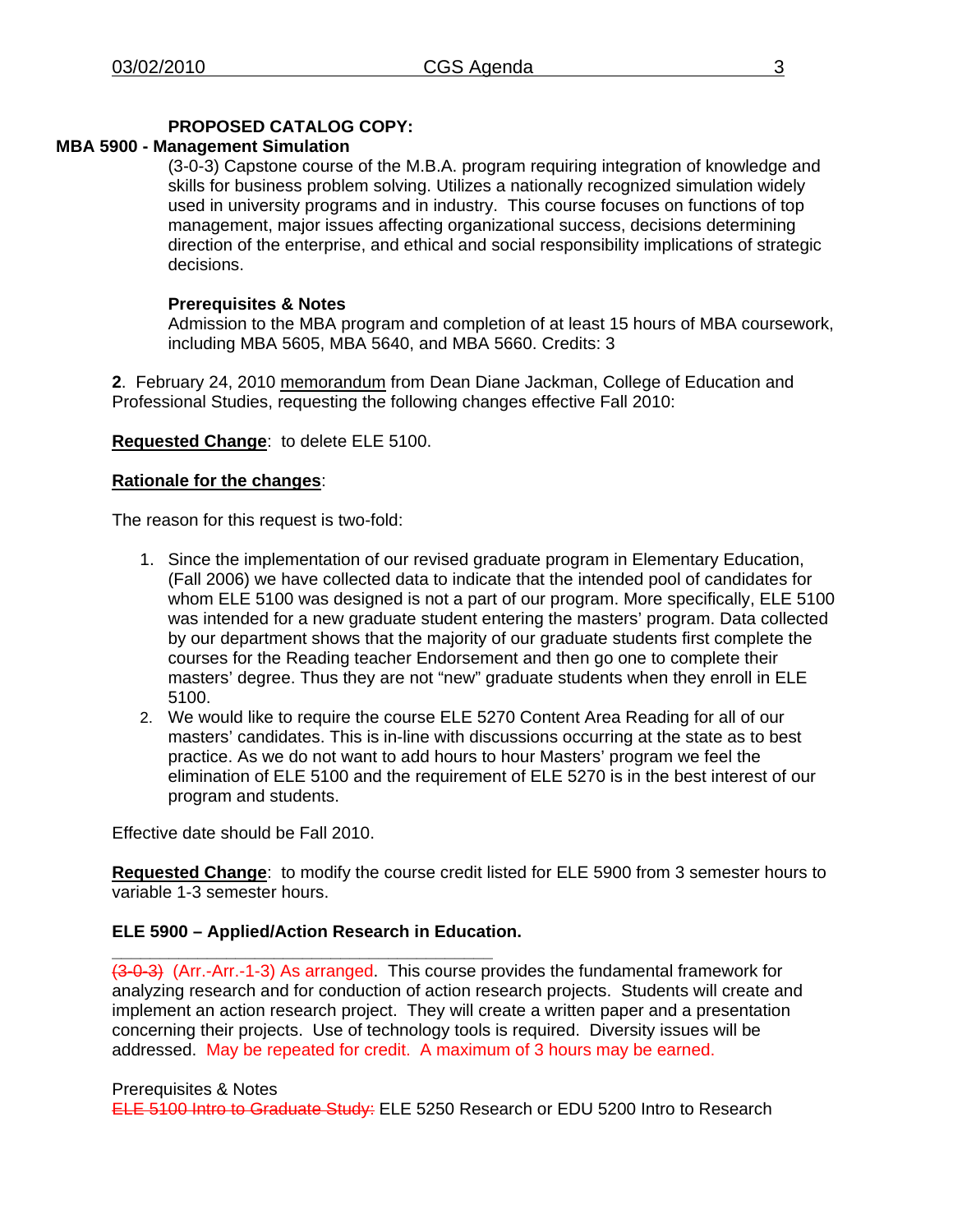**PROPOSED CATALOG COPY:**

**MBA 5900 - Management Simulation**

(3-0-3) Capstone course of the M.B.A. program requiring integration of knowledge and skills for business problem solving. Utilizes a nationally recognized simulation widely used in university programs and in industry. This course focuses on functions of top management, major issues affecting organizational success, decisions determining direction of the enterprise, and ethical and social responsibility implications of strategic decisions.

**Prerequisites & Notes**

Admission to the MBA program and completion of at least 15 hours of MBA coursework, including MBA 5605, MBA 5640, and MBA 5660. Credits: 3

**2**. February 24, 2010 memorandum from Dean Diane Jackman, College of Education and Professional Studies, requesting the following changes effective Fall 2010:

**Requested Change**: to delete ELE 5100.

**Rationale for the changes**:

The reason for this request is two-fold:

1. Since the implementation of our revised graduate program in Elementary Education, (Fall 2006) we have collected data to indicate that the intended pool of candidates for whom ELE 5100 was designed is not a part of our program. More specifically, ELE 5100 was intended for a new graduate student entering the masters' program. Data collected by our department shows that the majority of our graduate students first complete the courses for the Reading teacher Endorsement and then go one to complete their masters' degree. Thus they are not "new" graduate students when they enroll in ELE 5100.
2. We would like to require the course ELE 5270 Content Area Reading for all of our masters' candidates. This is in-line with discussions occurring at the state as to best practice. As we do not want to add hours to hour Masters' program we feel the elimination of ELE 5100 and the requirement of ELE 5270 is in the best interest of our program and students.

Effective date should be Fall 2010.

**Requested Change**: to modify the course credit listed for ELE 5900 from 3 semester hours to variable 1-3 semester hours.

**ELE 5900 – Applied/Action Research in Education.**

~~(3-0-3)~~ (Arr.-Arr.-1-3) As arranged. This course provides the fundamental framework for analyzing research and for conduction of action research projects. Students will create and implement an action research project. They will create a written paper and a presentation concerning their projects. Use of technology tools is required. Diversity issues will be addressed. May be repeated for credit. A maximum of 3 hours may be earned.

Prerequisites & Notes

~~ELE 5100 Intro to Graduate Study:~~ ELE 5250 Research or EDU 5200 Intro to Research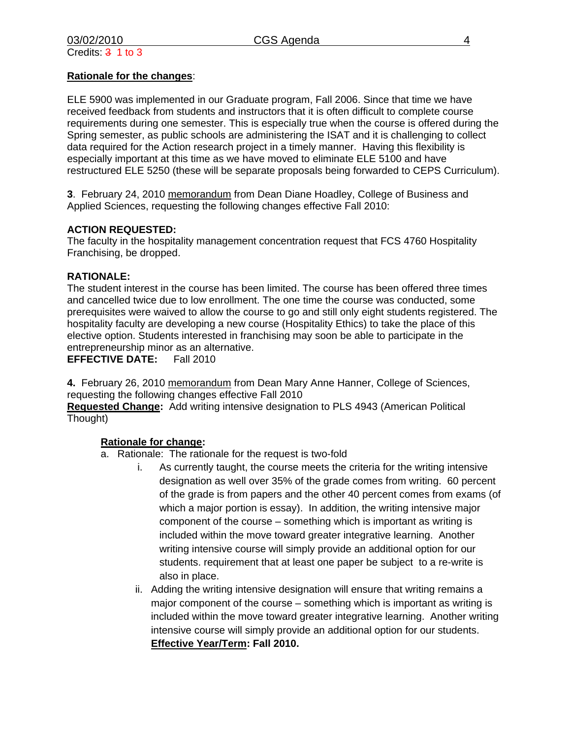Credits: ~~3~~ 1 to 3

**Rationale for the changes**:

ELE 5900 was implemented in our Graduate program, Fall 2006. Since that time we have received feedback from students and instructors that it is often difficult to complete course requirements during one semester. This is especially true when the course is offered during the Spring semester, as public schools are administering the ISAT and it is challenging to collect data required for the Action research project in a timely manner. Having this flexibility is especially important at this time as we have moved to eliminate ELE 5100 and have restructured ELE 5250 (these will be separate proposals being forwarded to CEPS Curriculum).

**3**. February 24, 2010 memorandum from Dean Diane Hoadley, College of Business and Applied Sciences, requesting the following changes effective Fall 2010:

**ACTION REQUESTED:**
The faculty in the hospitality management concentration request that FCS 4760 Hospitality Franchising, be dropped.

**RATIONALE:**
The student interest in the course has been limited. The course has been offered three times and cancelled twice due to low enrollment. The one time the course was conducted, some prerequisites were waived to allow the course to go and still only eight students registered. The hospitality faculty are developing a new course (Hospitality Ethics) to take the place of this elective option. Students interested in franchising may soon be able to participate in the entrepreneurship minor as an alternative.
**EFFECTIVE DATE:** Fall 2010

**4.** February 26, 2010 memorandum from Dean Mary Anne Hanner, College of Sciences, requesting the following changes effective Fall 2010
**Requested Change:** Add writing intensive designation to PLS 4943 (American Political Thought)

**Rationale for change:**

a. Rationale: The rationale for the request is two-fold
   i. As currently taught, the course meets the criteria for the writing intensive designation as well over 35% of the grade comes from writing. 60 percent of the grade is from papers and the other 40 percent comes from exams (of which a major portion is essay). In addition, the writing intensive major component of the course – something which is important as writing is included within the move toward greater integrative learning. Another writing intensive course will simply provide an additional option for our students. requirement that at least one paper be subject to a re-write is also in place.
   ii. Adding the writing intensive designation will ensure that writing remains a major component of the course – something which is important as writing is included within the move toward greater integrative learning. Another writing intensive course will simply provide an additional option for our students.
   **Effective Year/Term: Fall 2010.**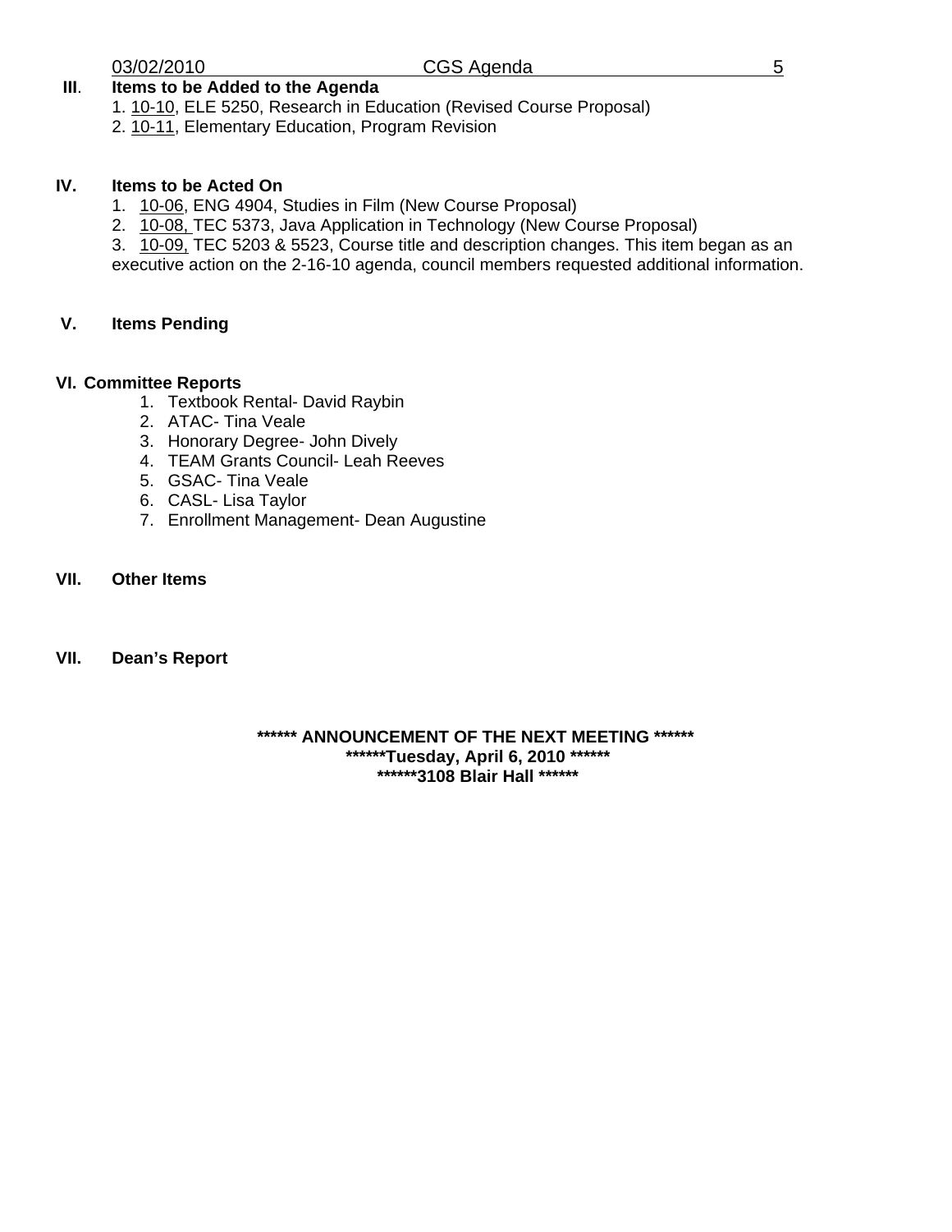## III. Items to be Added to the Agenda

1. 10-10, ELE 5250, Research in Education (Revised Course Proposal)
2. 10-11, Elementary Education, Program Revision

## IV. Items to be Acted On

1. 10-06, ENG 4904, Studies in Film (New Course Proposal)
2. 10-08, TEC 5373, Java Application in Technology (New Course Proposal)
3. 10-09, TEC 5203 & 5523, Course title and description changes. This item began as an executive action on the 2-16-10 agenda, council members requested additional information.

## V. Items Pending

## VI. Committee Reports

1. Textbook Rental- David Raybin
2. ATAC- Tina Veale
3. Honorary Degree- John Dively
4. TEAM Grants Council- Leah Reeves
5. GSAC- Tina Veale
6. CASL- Lisa Taylor
7. Enrollment Management- Dean Augustine

## VII. Other Items

## VII. Dean's Report

**\*\*\*\*\*\* ANNOUNCEMENT OF THE NEXT MEETING \*\*\*\*\*\***

**\*\*\*\*\*\*Tuesday, April 6, 2010 \*\*\*\*\*\***

**\*\*\*\*\*\*3108 Blair Hall \*\*\*\*\*\***